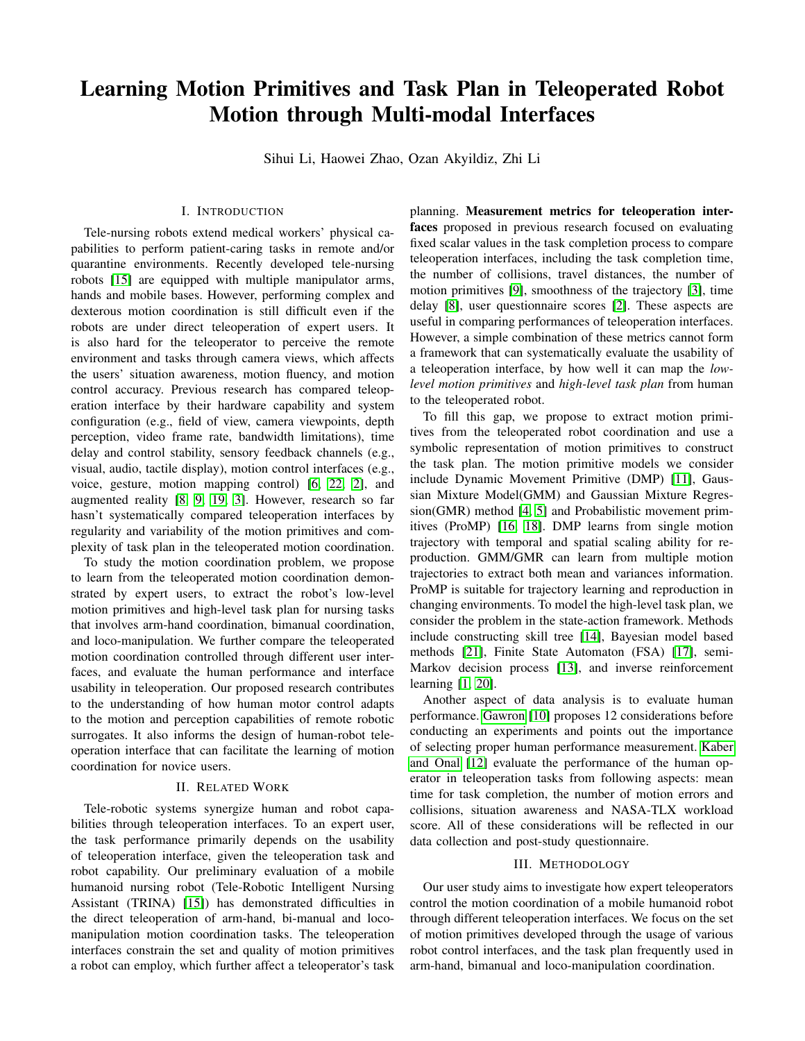# Learning Motion Primitives and Task Plan in Teleoperated Robot Motion through Multi-modal Interfaces

Sihui Li, Haowei Zhao, Ozan Akyildiz, Zhi Li

## I. Introduction

Tele-nursing robots extend medical workers' physical capabilities to perform patient-caring tasks in remote and/or quarantine environments. Recently developed tele-nursing robots [15] are equipped with multiple manipulator arms, hands and mobile bases. However, performing complex and dexterous motion coordination is still difficult even if the robots are under direct teleoperation of expert users. It is also hard for the teleoperator to perceive the remote environment and tasks through camera views, which affects the users' situation awareness, motion fluency, and motion control accuracy. Previous research has compared teleoperation interface by their hardware capability and system configuration (e.g., field of view, camera viewpoints, depth perception, video frame rate, bandwidth limitations), time delay and control stability, sensory feedback channels (e.g., visual, audio, tactile display), motion control interfaces (e.g., voice, gesture, motion mapping control) [6, 22, 2], and augmented reality [8, 9, 19, 3]. However, research so far hasn't systematically compared teleoperation interfaces by regularity and variability of the motion primitives and complexity of task plan in the teleoperated motion coordination.

To study the motion coordination problem, we propose to learn from the teleoperated motion coordination demonstrated by expert users, to extract the robot's low-level motion primitives and high-level task plan for nursing tasks that involves arm-hand coordination, bimanual coordination, and loco-manipulation. We further compare the teleoperated motion coordination controlled through different user interfaces, and evaluate the human performance and interface usability in teleoperation. Our proposed research contributes to the understanding of how human motor control adapts to the motion and perception capabilities of remote robotic surrogates. It also informs the design of human-robot teleoperation interface that can facilitate the learning of motion coordination for novice users.

## II. Related Work

Tele-robotic systems synergize human and robot capabilities through teleoperation interfaces. To an expert user, the task performance primarily depends on the usability of teleoperation interface, given the teleoperation task and robot capability. Our preliminary evaluation of a mobile humanoid nursing robot (Tele-Robotic Intelligent Nursing Assistant (TRINA) [15]) has demonstrated difficulties in the direct teleoperation of arm-hand, bi-manual and loco-manipulation motion coordination tasks. The teleoperation interfaces constrain the set and quality of motion primitives a robot can employ, which further affect a teleoperator's task planning. **Measurement metrics for teleoperation interfaces** proposed in previous research focused on evaluating fixed scalar values in the task completion process to compare teleoperation interfaces, including the task completion time, the number of collisions, travel distances, the number of motion primitives [9], smoothness of the trajectory [3], time delay [8], user questionnaire scores [2]. These aspects are useful in comparing performances of teleoperation interfaces. However, a simple combination of these metrics cannot form a framework that can systematically evaluate the usability of a teleoperation interface, by how well it can map the *low-level motion primitives* and *high-level task plan* from human to the teleoperated robot.

To fill this gap, we propose to extract motion primitives from the teleoperated robot coordination and use a symbolic representation of motion primitives to construct the task plan. The motion primitive models we consider include Dynamic Movement Primitive (DMP) [11], Gaussian Mixture Model(GMM) and Gaussian Mixture Regression(GMR) method [4, 5] and Probabilistic movement primitives (ProMP) [16, 18]. DMP learns from single motion trajectory with temporal and spatial scaling ability for reproduction. GMM/GMR can learn from multiple motion trajectories to extract both mean and variances information. ProMP is suitable for trajectory learning and reproduction in changing environments. To model the high-level task plan, we consider the problem in the state-action framework. Methods include constructing skill tree [14], Bayesian model based methods [21], Finite State Automaton (FSA) [17], semi-Markov decision process [13], and inverse reinforcement learning [1, 20].

Another aspect of data analysis is to evaluate human performance. Gawron [10] proposes 12 considerations before conducting an experiments and points out the importance of selecting proper human performance measurement. Kaber and Onal [12] evaluate the performance of the human operator in teleoperation tasks from following aspects: mean time for task completion, the number of motion errors and collisions, situation awareness and NASA-TLX workload score. All of these considerations will be reflected in our data collection and post-study questionnaire.

## III. Methodology

Our user study aims to investigate how expert teleoperators control the motion coordination of a mobile humanoid robot through different teleoperation interfaces. We focus on the set of motion primitives developed through the usage of various robot control interfaces, and the task plan frequently used in arm-hand, bimanual and loco-manipulation coordination.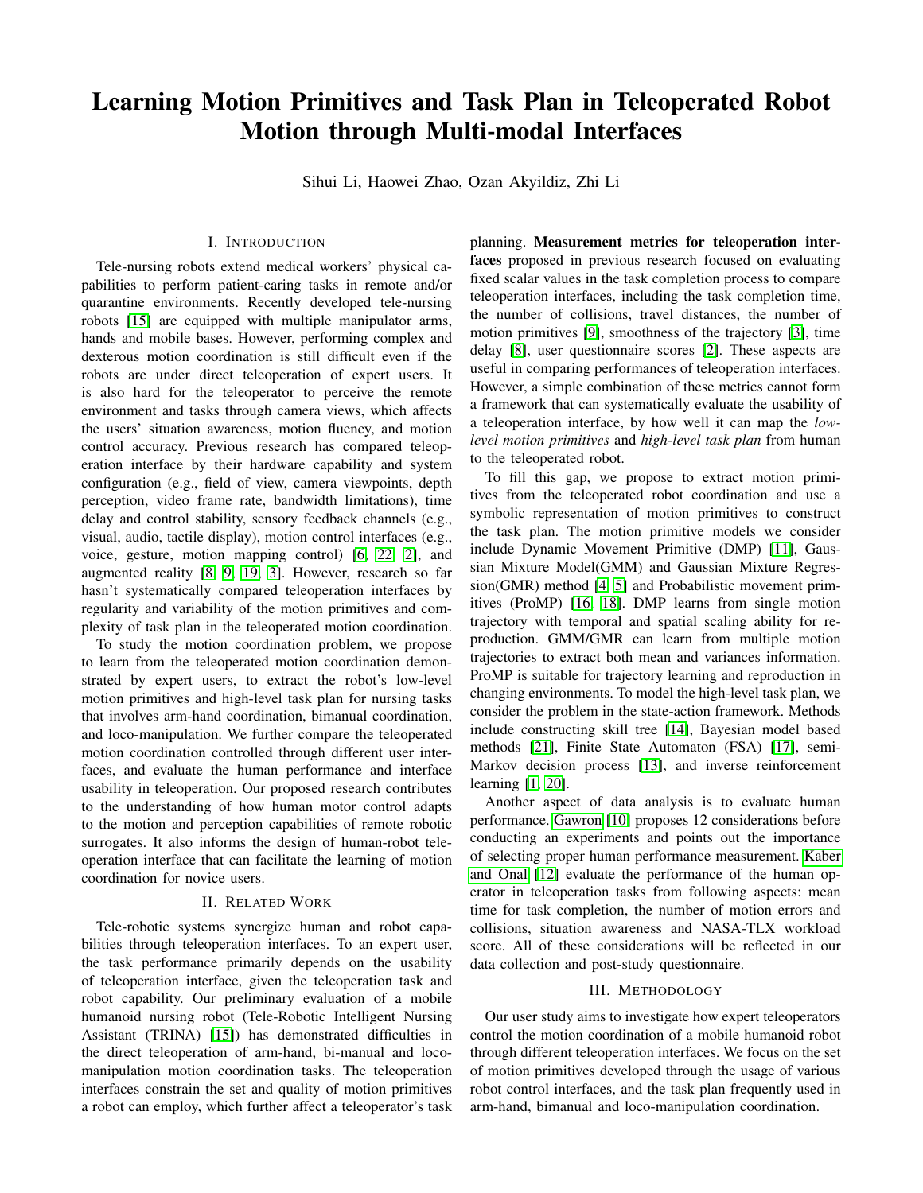# Learning Motion Primitives and Task Plan in Teleoperated Robot Motion through Multi-modal Interfaces

Sihui Li, Haowei Zhao, Ozan Akyildiz, Zhi Li

## I. INTRODUCTION

Tele-nursing robots extend medical workers' physical capabilities to perform patient-caring tasks in remote and/or quarantine environments. Recently developed tele-nursing robots [15] are equipped with multiple manipulator arms, hands and mobile bases. However, performing complex and dexterous motion coordination is still difficult even if the robots are under direct teleoperation of expert users. It is also hard for the teleoperator to perceive the remote environment and tasks through camera views, which affects the users' situation awareness, motion fluency, and motion control accuracy. Previous research has compared teleoperation interface by their hardware capability and system configuration (e.g., field of view, camera viewpoints, depth perception, video frame rate, bandwidth limitations), time delay and control stability, sensory feedback channels (e.g., visual, audio, tactile display), motion control interfaces (e.g., voice, gesture, motion mapping control) [6, 22, 2], and augmented reality [8, 9, 19, 3]. However, research so far hasn't systematically compared teleoperation interfaces by regularity and variability of the motion primitives and complexity of task plan in the teleoperated motion coordination.

To study the motion coordination problem, we propose to learn from the teleoperated motion coordination demonstrated by expert users, to extract the robot's low-level motion primitives and high-level task plan for nursing tasks that involves arm-hand coordination, bimanual coordination, and loco-manipulation. We further compare the teleoperated motion coordination controlled through different user interfaces, and evaluate the human performance and interface usability in teleoperation. Our proposed research contributes to the understanding of how human motor control adapts to the motion and perception capabilities of remote robotic surrogates. It also informs the design of human-robot teleoperation interface that can facilitate the learning of motion coordination for novice users.

## II. RELATED WORK

Tele-robotic systems synergize human and robot capabilities through teleoperation interfaces. To an expert user, the task performance primarily depends on the usability of teleoperation interface, given the teleoperation task and robot capability. Our preliminary evaluation of a mobile humanoid nursing robot (Tele-Robotic Intelligent Nursing Assistant (TRINA) [15]) has demonstrated difficulties in the direct teleoperation of arm-hand, bi-manual and loco-manipulation motion coordination tasks. The teleoperation interfaces constrain the set and quality of motion primitives a robot can employ, which further affect a teleoperator's task planning. **Measurement metrics for teleoperation interfaces** proposed in previous research focused on evaluating fixed scalar values in the task completion process to compare teleoperation interfaces, including the task completion time, the number of collisions, travel distances, the number of motion primitives [9], smoothness of the trajectory [3], time delay [8], user questionnaire scores [2]. These aspects are useful in comparing performances of teleoperation interfaces. However, a simple combination of these metrics cannot form a framework that can systematically evaluate the usability of a teleoperation interface, by how well it can map the *low-level motion primitives* and *high-level task plan* from human to the teleoperated robot.

To fill this gap, we propose to extract motion primitives from the teleoperated robot coordination and use a symbolic representation of motion primitives to construct the task plan. The motion primitive models we consider include Dynamic Movement Primitive (DMP) [11], Gaussian Mixture Model(GMM) and Gaussian Mixture Regression(GMR) method [4, 5] and Probabilistic movement primitives (ProMP) [16, 18]. DMP learns from single motion trajectory with temporal and spatial scaling ability for reproduction. GMM/GMR can learn from multiple motion trajectories to extract both mean and variances information. ProMP is suitable for trajectory learning and reproduction in changing environments. To model the high-level task plan, we consider the problem in the state-action framework. Methods include constructing skill tree [14], Bayesian model based methods [21], Finite State Automaton (FSA) [17], semi-Markov decision process [13], and inverse reinforcement learning [1, 20].

Another aspect of data analysis is to evaluate human performance. Gawron [10] proposes 12 considerations before conducting an experiments and points out the importance of selecting proper human performance measurement. Kaber and Onal [12] evaluate the performance of the human operator in teleoperation tasks from following aspects: mean time for task completion, the number of motion errors and collisions, situation awareness and NASA-TLX workload score. All of these considerations will be reflected in our data collection and post-study questionnaire.

## III. METHODOLOGY

Our user study aims to investigate how expert teleoperators control the motion coordination of a mobile humanoid robot through different teleoperation interfaces. We focus on the set of motion primitives developed through the usage of various robot control interfaces, and the task plan frequently used in arm-hand, bimanual and loco-manipulation coordination.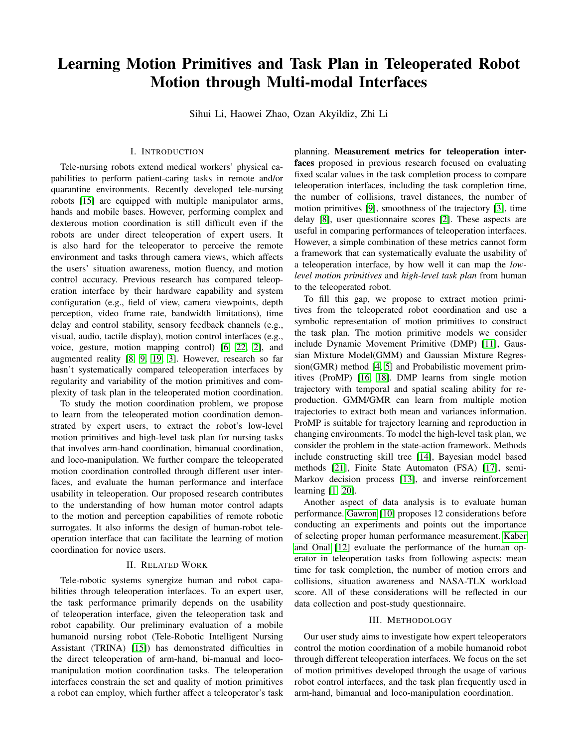# Learning Motion Primitives and Task Plan in Teleoperated Robot Motion through Multi-modal Interfaces

Sihui Li, Haowei Zhao, Ozan Akyildiz, Zhi Li

## I. Introduction

Tele-nursing robots extend medical workers' physical capabilities to perform patient-caring tasks in remote and/or quarantine environments. Recently developed tele-nursing robots [15] are equipped with multiple manipulator arms, hands and mobile bases. However, performing complex and dexterous motion coordination is still difficult even if the robots are under direct teleoperation of expert users. It is also hard for the teleoperator to perceive the remote environment and tasks through camera views, which affects the users' situation awareness, motion fluency, and motion control accuracy. Previous research has compared teleoperation interface by their hardware capability and system configuration (e.g., field of view, camera viewpoints, depth perception, video frame rate, bandwidth limitations), time delay and control stability, sensory feedback channels (e.g., visual, audio, tactile display), motion control interfaces (e.g., voice, gesture, motion mapping control) [6, 22, 2], and augmented reality [8, 9, 19, 3]. However, research so far hasn't systematically compared teleoperation interfaces by regularity and variability of the motion primitives and complexity of task plan in the teleoperated motion coordination.

To study the motion coordination problem, we propose to learn from the teleoperated motion coordination demonstrated by expert users, to extract the robot's low-level motion primitives and high-level task plan for nursing tasks that involves arm-hand coordination, bimanual coordination, and loco-manipulation. We further compare the teleoperated motion coordination controlled through different user interfaces, and evaluate the human performance and interface usability in teleoperation. Our proposed research contributes to the understanding of how human motor control adapts to the motion and perception capabilities of remote robotic surrogates. It also informs the design of human-robot teleoperation interface that can facilitate the learning of motion coordination for novice users.

## II. Related Work

Tele-robotic systems synergize human and robot capabilities through teleoperation interfaces. To an expert user, the task performance primarily depends on the usability of teleoperation interface, given the teleoperation task and robot capability. Our preliminary evaluation of a mobile humanoid nursing robot (Tele-Robotic Intelligent Nursing Assistant (TRINA) [15]) has demonstrated difficulties in the direct teleoperation of arm-hand, bi-manual and loco-manipulation motion coordination tasks. The teleoperation interfaces constrain the set and quality of motion primitives a robot can employ, which further affect a teleoperator's task planning. **Measurement metrics for teleoperation interfaces** proposed in previous research focused on evaluating fixed scalar values in the task completion process to compare teleoperation interfaces, including the task completion time, the number of collisions, travel distances, the number of motion primitives [9], smoothness of the trajectory [3], time delay [8], user questionnaire scores [2]. These aspects are useful in comparing performances of teleoperation interfaces. However, a simple combination of these metrics cannot form a framework that can systematically evaluate the usability of a teleoperation interface, by how well it can map the *low-level motion primitives* and *high-level task plan* from human to the teleoperated robot.

To fill this gap, we propose to extract motion primitives from the teleoperated robot coordination and use a symbolic representation of motion primitives to construct the task plan. The motion primitive models we consider include Dynamic Movement Primitive (DMP) [11], Gaussian Mixture Model(GMM) and Gaussian Mixture Regression(GMR) method [4, 5] and Probabilistic movement primitives (ProMP) [16, 18]. DMP learns from single motion trajectory with temporal and spatial scaling ability for reproduction. GMM/GMR can learn from multiple motion trajectories to extract both mean and variances information. ProMP is suitable for trajectory learning and reproduction in changing environments. To model the high-level task plan, we consider the problem in the state-action framework. Methods include constructing skill tree [14], Bayesian model based methods [21], Finite State Automaton (FSA) [17], semi-Markov decision process [13], and inverse reinforcement learning [1, 20].

Another aspect of data analysis is to evaluate human performance. Gawron [10] proposes 12 considerations before conducting an experiments and points out the importance of selecting proper human performance measurement. Kaber and Onal [12] evaluate the performance of the human operator in teleoperation tasks from following aspects: mean time for task completion, the number of motion errors and collisions, situation awareness and NASA-TLX workload score. All of these considerations will be reflected in our data collection and post-study questionnaire.

## III. Methodology

Our user study aims to investigate how expert teleoperators control the motion coordination of a mobile humanoid robot through different teleoperation interfaces. We focus on the set of motion primitives developed through the usage of various robot control interfaces, and the task plan frequently used in arm-hand, bimanual and loco-manipulation coordination.